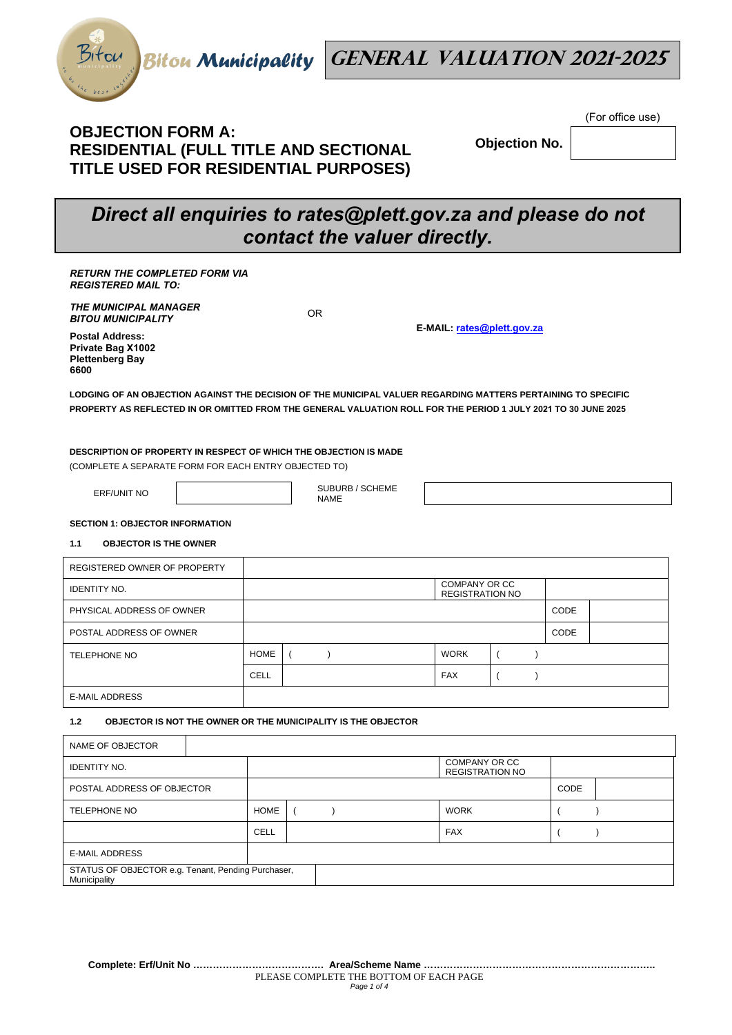Bitou Municipality

# GENERAL VALUATION 2021-2025

## OBJECTION FORM A: RESIDENTIAL (FULL TITLE AND SECTIONAL TITLE USED FOR RESIDENTIAL PURPOSES)

(For office use)

**Objection No.** 

***Direct all enquiries to rates@plett.gov.za and please do not contact the valuer directly.***

***RETURN THE COMPLETED FORM VIA REGISTERED MAIL TO:***

***THE MUNICIPAL MANAGER***
***BITOU MUNICIPALITY***

**Postal Address:**
**Private Bag X1002**
**Plettenberg Bay**
**6600**

OR

**E-MAIL: rates@plett.gov.za**

**LODGING OF AN OBJECTION AGAINST THE DECISION OF THE MUNICIPAL VALUER REGARDING MATTERS PERTAINING TO SPECIFIC PROPERTY AS REFLECTED IN OR OMITTED FROM THE GENERAL VALUATION ROLL FOR THE PERIOD 1 JULY 2021 TO 30 JUNE 2025**

**DESCRIPTION OF PROPERTY IN RESPECT OF WHICH THE OBJECTION IS MADE**
(COMPLETE A SEPARATE FORM FOR EACH ENTRY OBJECTED TO)

| ERF/UNIT NO | | SUBURB / SCHEME NAME | |
|---|---|---|---|

**SECTION 1: OBJECTOR INFORMATION**

**1.1 OBJECTOR IS THE OWNER**

| REGISTERED OWNER OF PROPERTY | | | | | |
|---|---|---|---|---|---|
| IDENTITY NO. | | | COMPANY OR CC REGISTRATION NO | | |
| PHYSICAL ADDRESS OF OWNER | | | | CODE | |
| POSTAL ADDRESS OF OWNER | | | | CODE | |
| TELEPHONE NO | HOME | (     ) | WORK | (     ) | |
| | CELL | | FAX | (     ) | |
| E-MAIL ADDRESS | | | | | |

**1.2 OBJECTOR IS NOT THE OWNER OR THE MUNICIPALITY IS THE OBJECTOR**

| NAME OF OBJECTOR | | | | | |
|---|---|---|---|---|---|
| IDENTITY NO. | | | COMPANY OR CC REGISTRATION NO | | |
| POSTAL ADDRESS OF OBJECTOR | | | | CODE | |
| TELEPHONE NO | HOME | (     ) | WORK | (     ) | |
| | CELL | | FAX | (     ) | |
| E-MAIL ADDRESS | | | | | |
| STATUS OF OBJECTOR e.g. Tenant, Pending Purchaser, Municipality | | | | | |

**Complete: Erf/Unit No ………………………………… Area/Scheme Name ……………………………………………………………..**

PLEASE COMPLETE THE BOTTOM OF EACH PAGE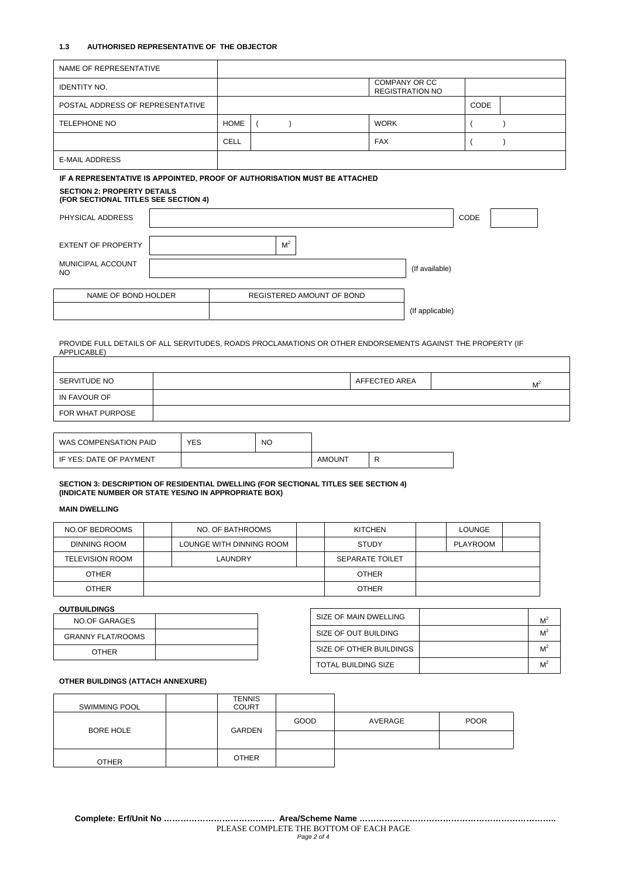### 1.3 AUTHORISED REPRESENTATIVE OF THE OBJECTOR

| NAME OF REPRESENTATIVE | | | | | |
|---|---|---|---|---|---|
| IDENTITY NO. | | | COMPANY OR CC REGISTRATION NO | | |
| POSTAL ADDRESS OF REPRESENTATIVE | | | | CODE | |
| TELEPHONE NO | HOME | ( ) | WORK | ( ) | |
| | CELL | | FAX | ( ) | |
| E-MAIL ADDRESS | | | | | |

**IF A REPRESENTATIVE IS APPOINTED, PROOF OF AUTHORISATION MUST BE ATTACHED**

**SECTION 2: PROPERTY DETAILS**
**(FOR SECTIONAL TITLES SEE SECTION 4)**

| PHYSICAL ADDRESS | | CODE | |
|---|---|---|---|
| EXTENT OF PROPERTY | $M^2$ | | |
| MUNICIPAL ACCOUNT NO | (If available) | | |

| NAME OF BOND HOLDER | REGISTERED AMOUNT OF BOND | |
|---|---|---|
| | | (If applicable) |

PROVIDE FULL DETAILS OF ALL SERVITUDES, ROADS PROCLAMATIONS OR OTHER ENDORSEMENTS AGAINST THE PROPERTY (IF APPLICABLE)

| | | | |
|---|---|---|---|
| SERVITUDE NO | | AFFECTED AREA | $M^2$ |
| IN FAVOUR OF | | | |
| FOR WHAT PURPOSE | | | |

| WAS COMPENSATION PAID | YES | NO | | |
|---|---|---|---|---|
| IF YES: DATE OF PAYMENT | | | AMOUNT | R |

**SECTION 3: DESCRIPTION OF RESIDENTIAL DWELLING (FOR SECTIONAL TITLES SEE SECTION 4)**
**(INDICATE NUMBER OR STATE YES/NO IN APPROPRIATE BOX)**

**MAIN DWELLING**

| NO.OF BEDROOMS | | NO. OF BATHROOMS | | KITCHEN | | LOUNGE | |
|---|---|---|---|---|---|---|---|
| DINNING ROOM | | LOUNGE WITH DINNING ROOM | | STUDY | | PLAYROOM | |
| TELEVISION ROOM | | LAUNDRY | | SEPARATE TOILET | | | |
| OTHER | | | | OTHER | | | |
| OTHER | | | | OTHER | | | |

**OUTBUILDINGS**

| NO.OF GARAGES | |
|---|---|
| GRANNY FLAT/ROOMS | |
| OTHER | |

| SIZE OF MAIN DWELLING | $M^2$ |
|---|---|
| SIZE OF OUT BUILDING | $M^2$ |
| SIZE OF OTHER BUILDINGS | $M^2$ |
| TOTAL BUILDING SIZE | $M^2$ |

**OTHER BUILDINGS (ATTACH ANNEXURE)**

| SWIMMING POOL | | TENNIS COURT | | | |
|---|---|---|---|---|---|
| BORE HOLE | | GARDEN | GOOD | AVERAGE | POOR |
| | | | | | |
| OTHER | | OTHER | | | |

**Complete: Erf/Unit No ………………………………… Area/Scheme Name ……………………………………………………………..**

PLEASE COMPLETE THE BOTTOM OF EACH PAGE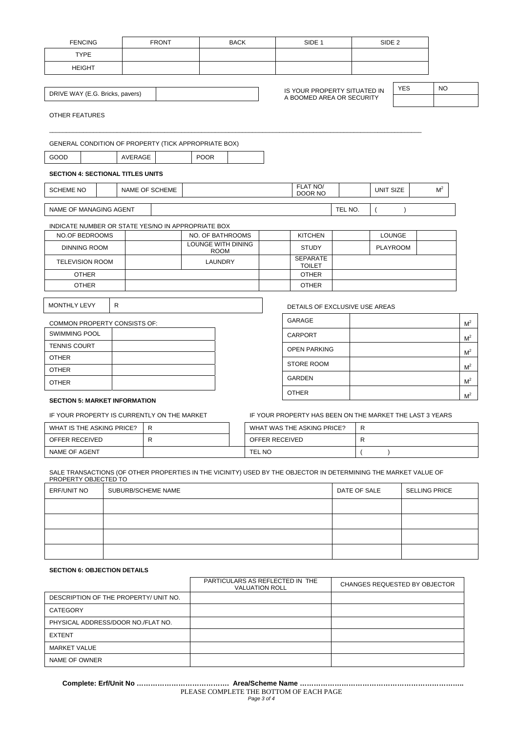| FENCING | FRONT | BACK | SIDE 1 | SIDE 2 |
|---|---|---|---|---|
| TYPE | | | | |
| HEIGHT | | | | |

| DRIVE WAY (E.G. Bricks, pavers) | |
|---|---|

| IS YOUR PROPERTY SITUATED IN A BOOMED AREA OR SECURITY | YES | NO |
|---|---|---|
| | | |

OTHER FEATURES

\_\_\_\_\_\_\_\_\_\_\_\_\_\_\_\_\_\_\_\_\_\_\_\_\_\_\_\_\_\_\_\_\_\_\_\_\_\_\_\_\_\_\_\_\_\_\_\_\_\_\_\_\_\_\_\_\_\_\_\_\_\_\_\_\_\_\_\_\_\_\_\_\_\_\_\_\_\_

GENERAL CONDITION OF PROPERTY (TICK APPROPRIATE BOX)

| GOOD | | AVERAGE | | POOR | |
|---|---|---|---|---|---|

**SECTION 4: SECTIONAL TITLES UNITS**

| SCHEME NO | | NAME OF SCHEME | | FLAT NO/ DOOR NO | | UNIT SIZE | $M^2$ |
|---|---|---|---|---|---|---|---|

| NAME OF MANAGING AGENT | | TEL NO. | (   ) |
|---|---|---|---|

INDICATE NUMBER OR STATE YES/NO IN APPROPRIATE BOX

| NO.OF BEDROOMS | | NO. OF BATHROOMS | | KITCHEN | | LOUNGE | |
|---|---|---|---|---|---|---|---|
| DINNING ROOM | | LOUNGE WITH DINING ROOM | | STUDY | | PLAYROOM | |
| TELEVISION ROOM | | LAUNDRY | | SEPARATE TOILET | | | |
| OTHER | | | | OTHER | | | |
| OTHER | | | | OTHER | | | |

| MONTHLY LEVY | R |
|---|---|

COMMON PROPERTY CONSISTS OF:

| SWIMMING POOL | |
|---|---|
| TENNIS COURT | |
| OTHER | |
| OTHER | |
| OTHER | |

DETAILS OF EXCLUSIVE USE AREAS

| GARAGE | | $M^2$ |
|---|---|---|
| CARPORT | | $M^2$ |
| OPEN PARKING | | $M^2$ |
| STORE ROOM | | $M^2$ |
| GARDEN | | $M^2$ |
| OTHER | | $M^2$ |

**SECTION 5: MARKET INFORMATION**

IF YOUR PROPERTY IS CURRENTLY ON THE MARKET

| WHAT IS THE ASKING PRICE? | R |
|---|---|
| OFFER RECEIVED | R |
| NAME OF AGENT | |

IF YOUR PROPERTY HAS BEEN ON THE MARKET THE LAST 3 YEARS

| WHAT WAS THE ASKING PRICE? | R |
|---|---|
| OFFER RECEIVED | R |
| TEL NO | (   ) |

SALE TRANSACTIONS (OF OTHER PROPERTIES IN THE VICINITY) USED BY THE OBJECTOR IN DETERMINING THE MARKET VALUE OF PROPERTY OBJECTED TO

| ERF/UNIT NO | SUBURB/SCHEME NAME | DATE OF SALE | SELLING PRICE |
|---|---|---|---|
| | | | |
| | | | |
| | | | |
| | | | |

**SECTION 6: OBJECTION DETAILS**

| | PARTICULARS AS REFLECTED IN THE VALUATION ROLL | CHANGES REQUESTED BY OBJECTOR |
|---|---|---|
| DESCRIPTION OF THE PROPERTY/ UNIT NO. | | |
| CATEGORY | | |
| PHYSICAL ADDRESS/DOOR NO./FLAT NO. | | |
| EXTENT | | |
| MARKET VALUE | | |
| NAME OF OWNER | | |

**Complete: Erf/Unit No ………………………………… Area/Scheme Name ……………………………………………………………..**

PLEASE COMPLETE THE BOTTOM OF EACH PAGE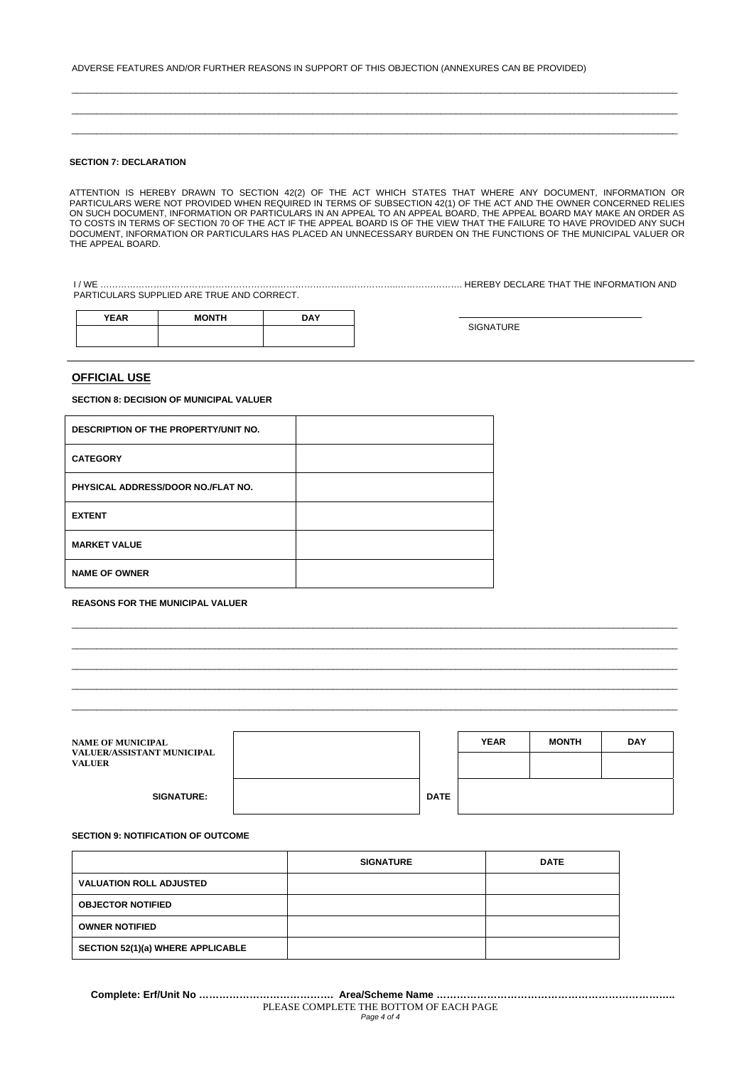ADVERSE FEATURES AND/OR FURTHER REASONS IN SUPPORT OF THIS OBJECTION (ANNEXURES CAN BE PROVIDED)

______________________________________________________________________________________________

______________________________________________________________________________________________

______________________________________________________________________________________________

**SECTION 7: DECLARATION**

ATTENTION IS HEREBY DRAWN TO SECTION 42(2) OF THE ACT WHICH STATES THAT WHERE ANY DOCUMENT, INFORMATION OR PARTICULARS WERE NOT PROVIDED WHEN REQUIRED IN TERMS OF SUBSECTION 42(1) OF THE ACT AND THE OWNER CONCERNED RELIES ON SUCH DOCUMENT, INFORMATION OR PARTICULARS IN AN APPEAL TO AN APPEAL BOARD, THE APPEAL BOARD MAY MAKE AN ORDER AS TO COSTS IN TERMS OF SECTION 70 OF THE ACT IF THE APPEAL BOARD IS OF THE VIEW THAT THE FAILURE TO HAVE PROVIDED ANY SUCH DOCUMENT, INFORMATION OR PARTICULARS HAS PLACED AN UNNECESSARY BURDEN ON THE FUNCTIONS OF THE MUNICIPAL VALUER OR THE APPEAL BOARD.

I / WE …………………………………………………………………………………………………………… HEREBY DECLARE THAT THE INFORMATION AND PARTICULARS SUPPLIED ARE TRUE AND CORRECT.

| YEAR | MONTH | DAY |
|---|---|---|
| | | |

_________________________________
SIGNATURE

## OFFICIAL USE

**SECTION 8: DECISION OF MUNICIPAL VALUER**

| | |
|---|---|
| **DESCRIPTION OF THE PROPERTY/UNIT NO.** | |
| **CATEGORY** | |
| **PHYSICAL ADDRESS/DOOR NO./FLAT NO.** | |
| **EXTENT** | |
| **MARKET VALUE** | |
| **NAME OF OWNER** | |

**REASONS FOR THE MUNICIPAL VALUER**

______________________________________________________________________________________________

______________________________________________________________________________________________

______________________________________________________________________________________________

______________________________________________________________________________________________

______________________________________________________________________________________________

| | | | YEAR | MONTH | DAY |
|---|---|---|---|---|---|
| **NAME OF MUNICIPAL VALUER/ASSISTANT MUNICIPAL VALUER** | | | | | |
| **SIGNATURE:** | | **DATE** | | | |

**SECTION 9: NOTIFICATION OF OUTCOME**

| | SIGNATURE | DATE |
|---|---|---|
| **VALUATION ROLL ADJUSTED** | | |
| **OBJECTOR NOTIFIED** | | |
| **OWNER NOTIFIED** | | |
| **SECTION 52(1)(a) WHERE APPLICABLE** | | |

**Complete: Erf/Unit No …………………………………. Area/Scheme Name ……………………………………………………………..**

PLEASE COMPLETE THE BOTTOM OF EACH PAGE